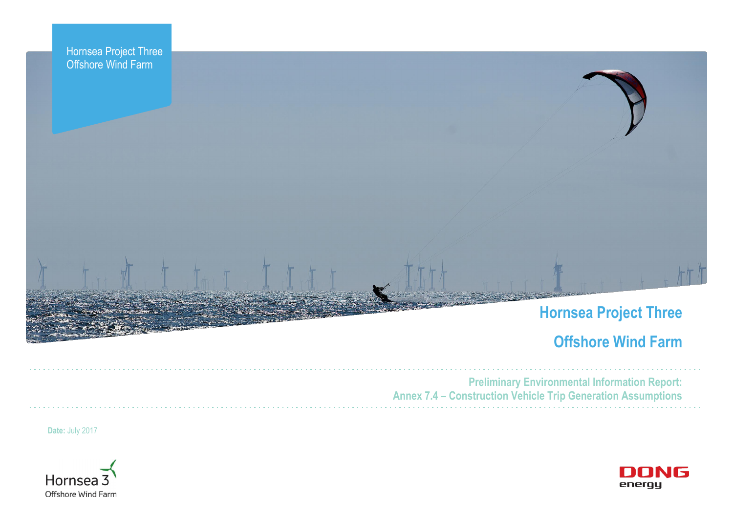Hornsea Project Three
Offshore Wind Farm

# Hornsea Project Three

# Offshore Wind Farm

## Preliminary Environmental Information Report: Annex 7.4 – Construction Vehicle Trip Generation Assumptions

**Date:** July 2017

Hornsea 3
Offshore Wind Farm

DONG energy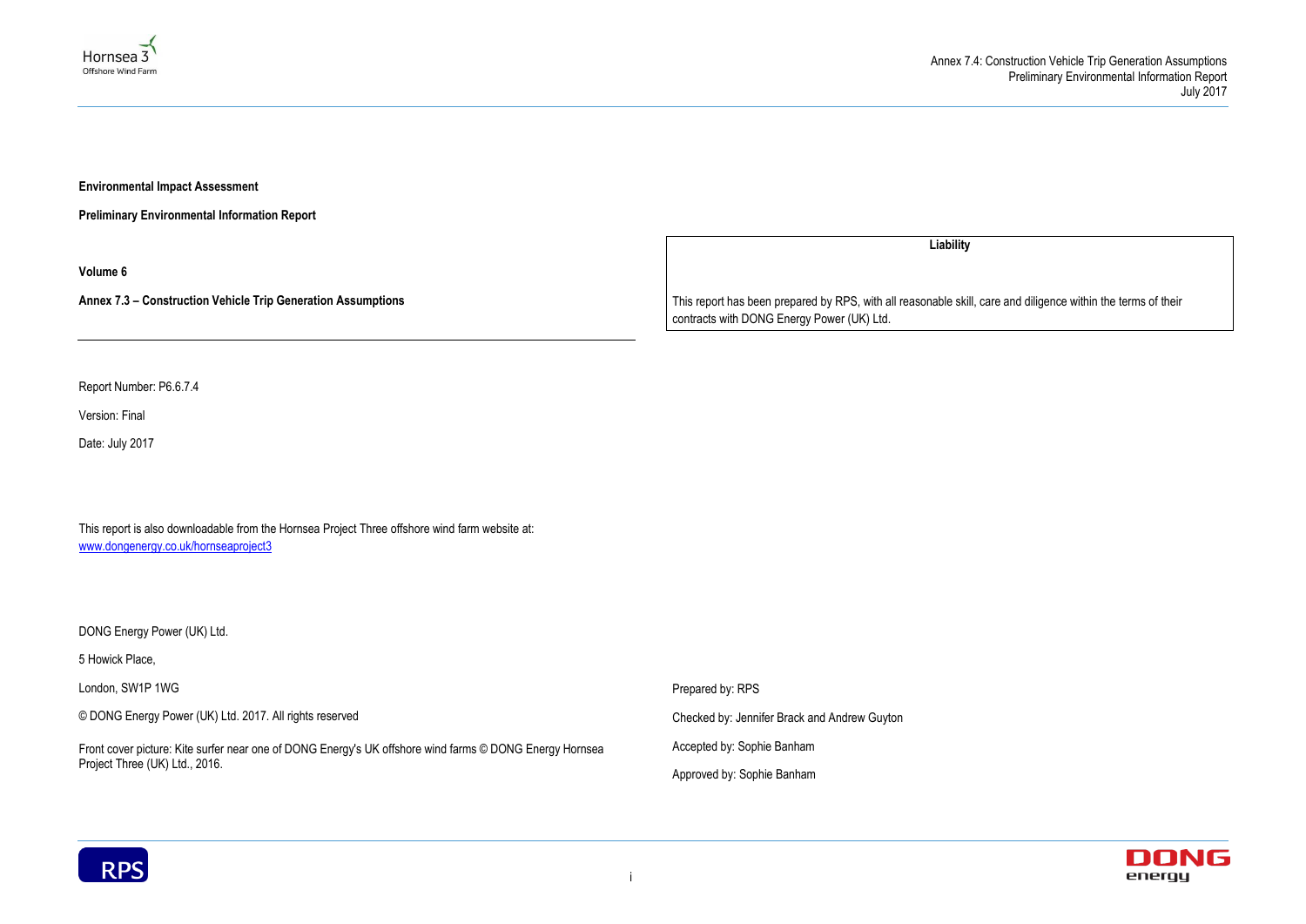**Environmental Impact Assessment**

**Preliminary Environmental Information Report**

**Volume 6**

**Annex 7.3 – Construction Vehicle Trip Generation Assumptions**

| **Liability** |
|---|
| This report has been prepared by RPS, with all reasonable skill, care and diligence within the terms of their contracts with DONG Energy Power (UK) Ltd. |

Report Number: P6.6.7.4

Version: Final

Date: July 2017

This report is also downloadable from the Hornsea Project Three offshore wind farm website at:
www.dongenergy.co.uk/hornseaproject3

DONG Energy Power (UK) Ltd.

5 Howick Place,

London, SW1P 1WG

© DONG Energy Power (UK) Ltd. 2017. All rights reserved

Front cover picture: Kite surfer near one of DONG Energy's UK offshore wind farms © DONG Energy Hornsea Project Three (UK) Ltd., 2016.

Prepared by: RPS

Checked by: Jennifer Brack and Andrew Guyton

Accepted by: Sophie Banham

Approved by: Sophie Banham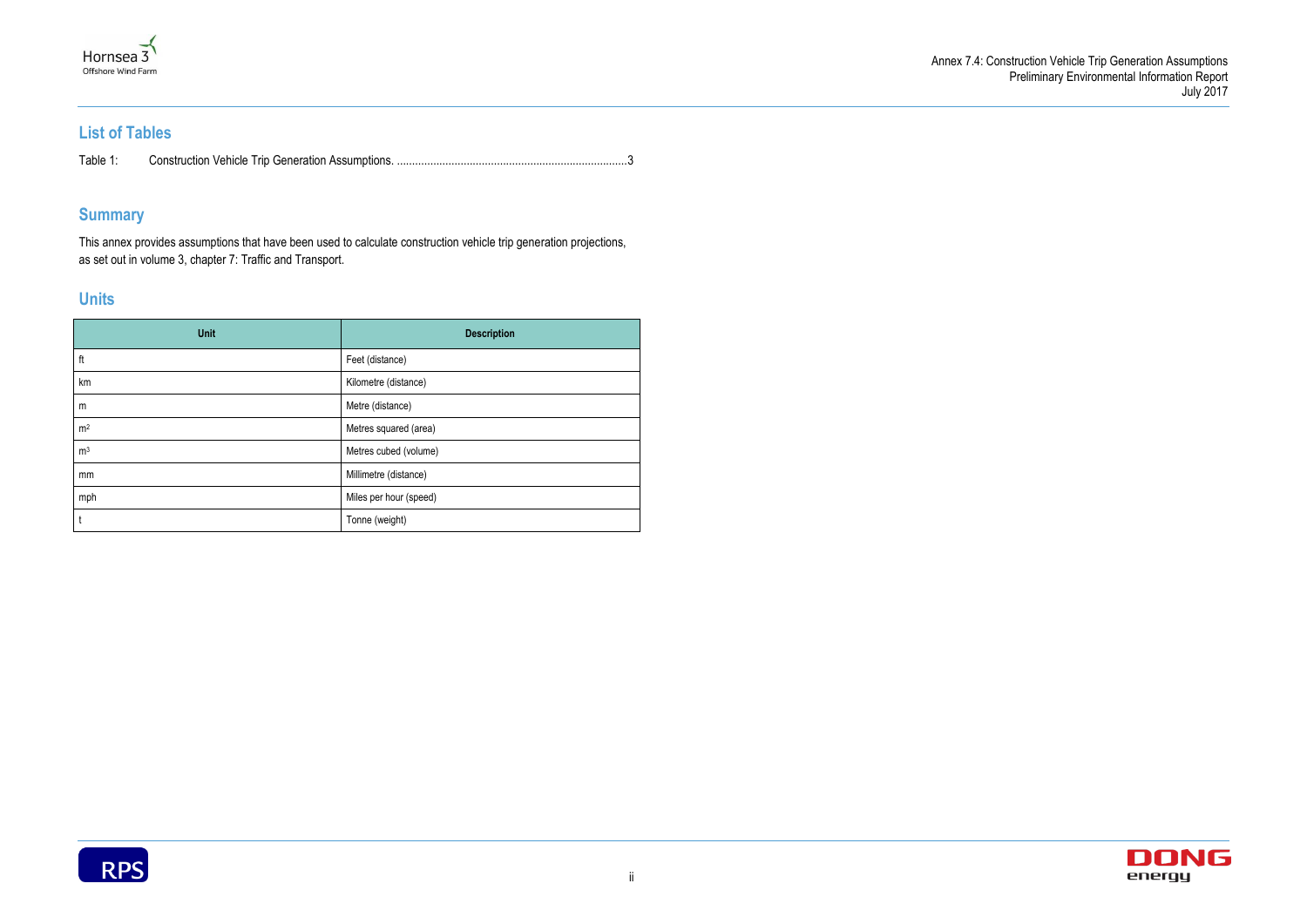## List of Tables

Table 1: Construction Vehicle Trip Generation Assumptions. ............................................................................3

## Summary

This annex provides assumptions that have been used to calculate construction vehicle trip generation projections, as set out in volume 3, chapter 7: Traffic and Transport.

## Units

| Unit | Description |
|---|---|
| ft | Feet (distance) |
| km | Kilometre (distance) |
| m | Metre (distance) |
| $m^2$ | Metres squared (area) |
| $m^3$ | Metres cubed (volume) |
| mm | Millimetre (distance) |
| mph | Miles per hour (speed) |
| t | Tonne (weight) |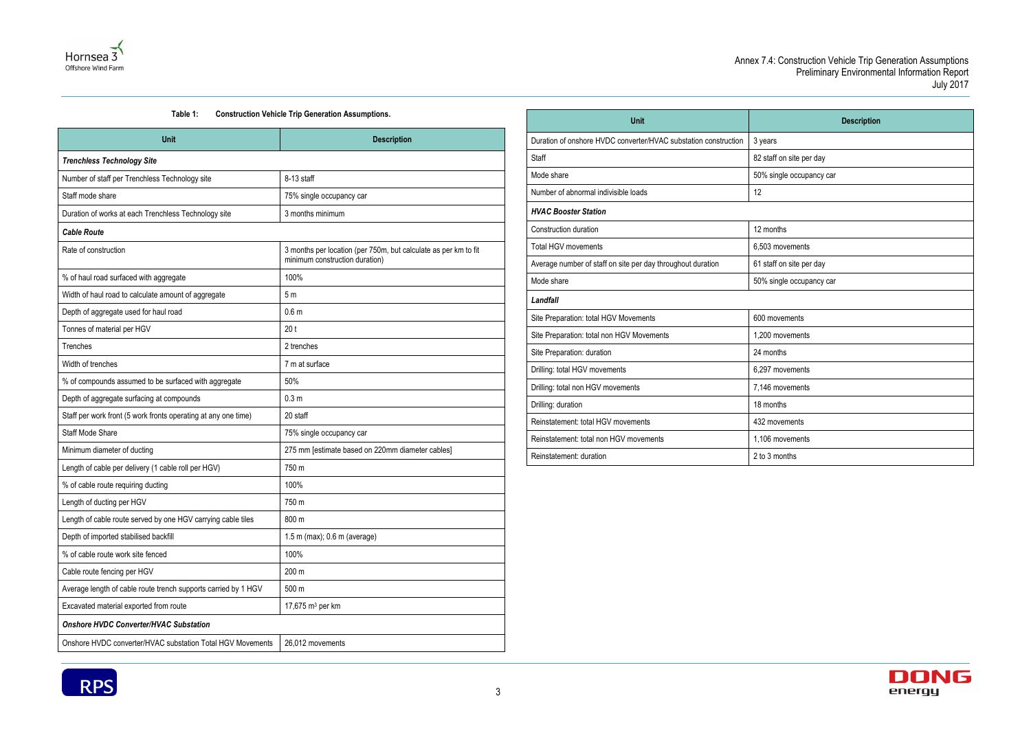**Table 1: Construction Vehicle Trip Generation Assumptions.**

| Unit | Description |
|---|---|
| ***Trenchless Technology Site*** | |
| Number of staff per Trenchless Technology site | 8-13 staff |
| Staff mode share | 75% single occupancy car |
| Duration of works at each Trenchless Technology site | 3 months minimum |
| ***Cable Route*** | |
| Rate of construction | 3 months per location (per 750m, but calculate as per km to fit minimum construction duration) |
| % of haul road surfaced with aggregate | 100% |
| Width of haul road to calculate amount of aggregate | 5 m |
| Depth of aggregate used for haul road | 0.6 m |
| Tonnes of material per HGV | 20 t |
| Trenches | 2 trenches |
| Width of trenches | 7 m at surface |
| % of compounds assumed to be surfaced with aggregate | 50% |
| Depth of aggregate surfacing at compounds | 0.3 m |
| Staff per work front (5 work fronts operating at any one time) | 20 staff |
| Staff Mode Share | 75% single occupancy car |
| Minimum diameter of ducting | 275 mm [estimate based on 220mm diameter cables] |
| Length of cable per delivery (1 cable roll per HGV) | 750 m |
| % of cable route requiring ducting | 100% |
| Length of ducting per HGV | 750 m |
| Length of cable route served by one HGV carrying cable tiles | 800 m |
| Depth of imported stabilised backfill | 1.5 m (max); 0.6 m (average) |
| % of cable route work site fenced | 100% |
| Cable route fencing per HGV | 200 m |
| Average length of cable route trench supports carried by 1 HGV | 500 m |
| Excavated material exported from route | 17,675 m$^3$ per km |
| ***Onshore HVDC Converter/HVAC Substation*** | |
| Onshore HVDC converter/HVAC substation Total HGV Movements | 26,012 movements |
| Duration of onshore HVDC converter/HVAC substation construction | 3 years |
| Staff | 82 staff on site per day |
| Mode share | 50% single occupancy car |
| Number of abnormal indivisible loads | 12 |
| ***HVAC Booster Station*** | |
| Construction duration | 12 months |
| Total HGV movements | 6,503 movements |
| Average number of staff on site per day throughout duration | 61 staff on site per day |
| Mode share | 50% single occupancy car |
| ***Landfall*** | |
| Site Preparation: total HGV Movements | 600 movements |
| Site Preparation: total non HGV Movements | 1,200 movements |
| Site Preparation: duration | 24 months |
| Drilling: total HGV movements | 6,297 movements |
| Drilling: total non HGV movements | 7,146 movements |
| Drilling: duration | 18 months |
| Reinstatement: total HGV movements | 432 movements |
| Reinstatement: total non HGV movements | 1,106 movements |
| Reinstatement: duration | 2 to 3 months |